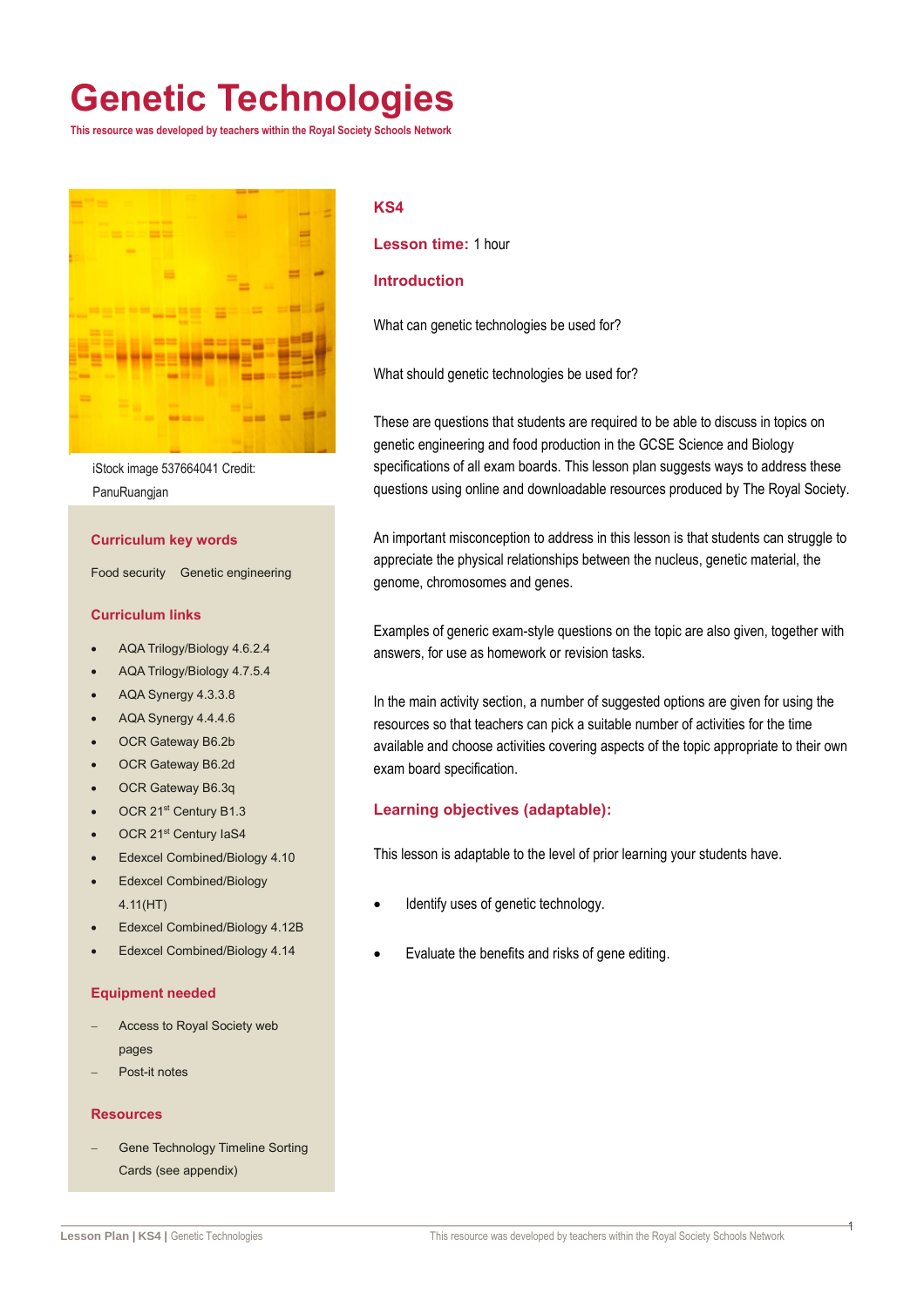# Genetic Technologies

**This resource was developed by teachers within the Royal Society Schools Network**

iStock image 537664041 Credit: PanuRuangjan

### Curriculum key words

Food security   Genetic engineering

### Curriculum links

- AQA Trilogy/Biology 4.6.2.4
- AQA Trilogy/Biology 4.7.5.4
- AQA Synergy 4.3.3.8
- AQA Synergy 4.4.4.6
- OCR Gateway B6.2b
- OCR Gateway B6.2d
- OCR Gateway B6.3q
- OCR 21st Century B1.3
- OCR 21st Century IaS4
- Edexcel Combined/Biology 4.10
- Edexcel Combined/Biology 4.11(HT)
- Edexcel Combined/Biology 4.12B
- Edexcel Combined/Biology 4.14

### Equipment needed

- Access to Royal Society web pages
- Post-it notes

### Resources

- Gene Technology Timeline Sorting Cards (see appendix)

## KS4

**Lesson time:** 1 hour

## Introduction

What can genetic technologies be used for?

What should genetic technologies be used for?

These are questions that students are required to be able to discuss in topics on genetic engineering and food production in the GCSE Science and Biology specifications of all exam boards. This lesson plan suggests ways to address these questions using online and downloadable resources produced by The Royal Society.

An important misconception to address in this lesson is that students can struggle to appreciate the physical relationships between the nucleus, genetic material, the genome, chromosomes and genes.

Examples of generic exam-style questions on the topic are also given, together with answers, for use as homework or revision tasks.

In the main activity section, a number of suggested options are given for using the resources so that teachers can pick a suitable number of activities for the time available and choose activities covering aspects of the topic appropriate to their own exam board specification.

## Learning objectives (adaptable):

This lesson is adaptable to the level of prior learning your students have.

- Identify uses of genetic technology.
- Evaluate the benefits and risks of gene editing.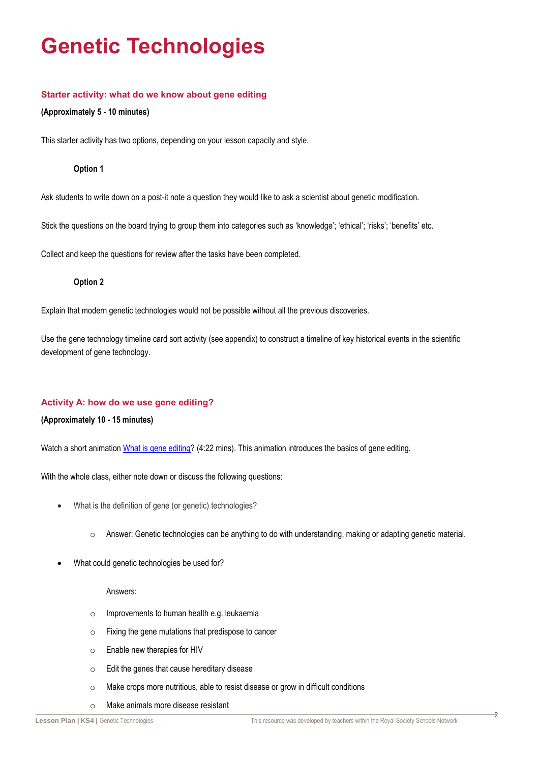# Genetic Technologies

### Starter activity: what do we know about gene editing

**(Approximately 5 - 10 minutes)**

This starter activity has two options, depending on your lesson capacity and style.

**Option 1**

Ask students to write down on a post-it note a question they would like to ask a scientist about genetic modification.

Stick the questions on the board trying to group them into categories such as 'knowledge'; 'ethical'; 'risks'; 'benefits' etc.

Collect and keep the questions for review after the tasks have been completed.

**Option 2**

Explain that modern genetic technologies would not be possible without all the previous discoveries.

Use the gene technology timeline card sort activity (see appendix) to construct a timeline of key historical events in the scientific development of gene technology.

### Activity A: how do we use gene editing?

**(Approximately 10 - 15 minutes)**

Watch a short animation What is gene editing? (4:22 mins). This animation introduces the basics of gene editing.

With the whole class, either note down or discuss the following questions:

- What is the definition of gene (or genetic) technologies?
  - Answer: Genetic technologies can be anything to do with understanding, making or adapting genetic material.
- What could genetic technologies be used for?

  Answers:

  - Improvements to human health e.g. leukaemia
  - Fixing the gene mutations that predispose to cancer
  - Enable new therapies for HIV
  - Edit the genes that cause hereditary disease
  - Make crops more nutritious, able to resist disease or grow in difficult conditions
  - Make animals more disease resistant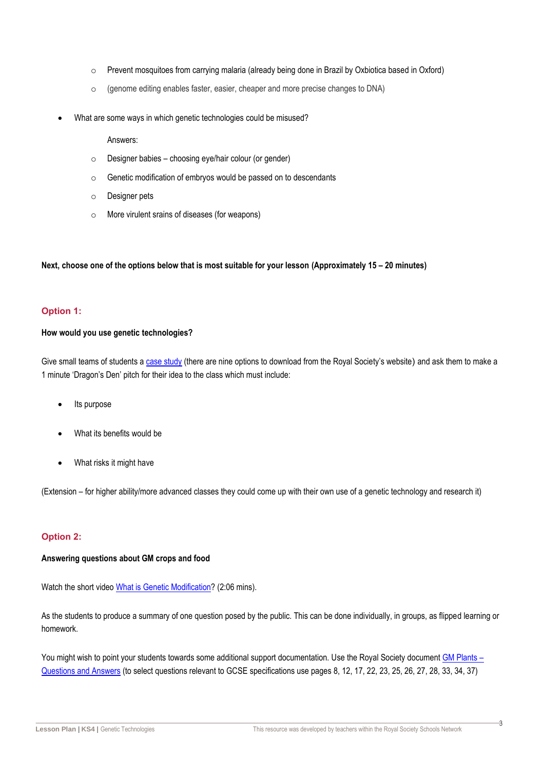- Prevent mosquitoes from carrying malaria (already being done in Brazil by Oxbiotica based in Oxford)
  - (genome editing enables faster, easier, cheaper and more precise changes to DNA)

- What are some ways in which genetic technologies could be misused?

  Answers:

  - Designer babies – choosing eye/hair colour (or gender)
  - Genetic modification of embryos would be passed on to descendants
  - Designer pets
  - More virulent srains of diseases (for weapons)

**Next, choose one of the options below that is most suitable for your lesson (Approximately 15 – 20 minutes)**

## Option 1:

**How would you use genetic technologies?**

Give small teams of students a case study (there are nine options to download from the Royal Society's website) and ask them to make a 1 minute 'Dragon's Den' pitch for their idea to the class which must include:

- Its purpose
- What its benefits would be
- What risks it might have

(Extension – for higher ability/more advanced classes they could come up with their own use of a genetic technology and research it)

## Option 2:

**Answering questions about GM crops and food**

Watch the short video What is Genetic Modification? (2:06 mins).

As the students to produce a summary of one question posed by the public. This can be done individually, in groups, as flipped learning or homework.

You might wish to point your students towards some additional support documentation. Use the Royal Society document GM Plants – Questions and Answers (to select questions relevant to GCSE specifications use pages 8, 12, 17, 22, 23, 25, 26, 27, 28, 33, 34, 37)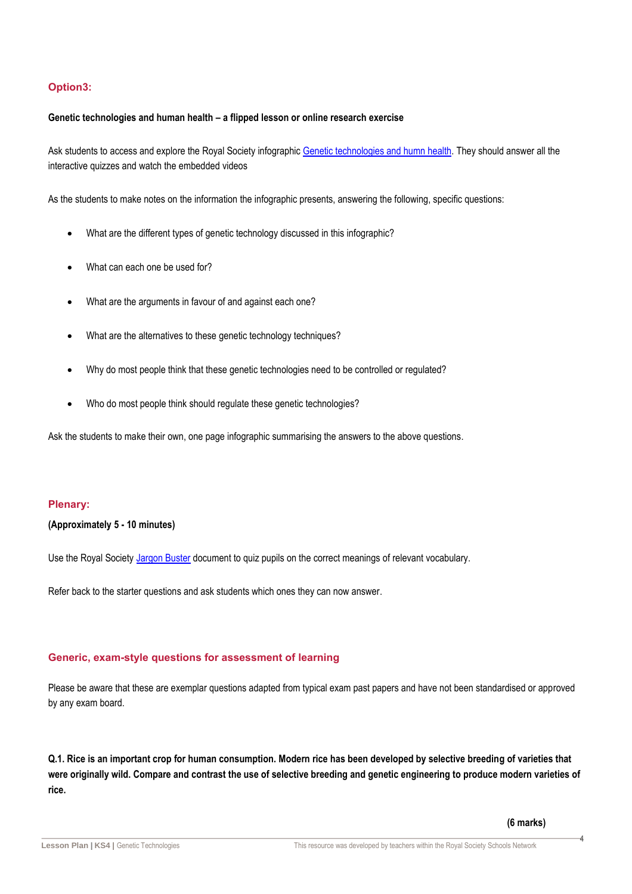## Option3:

**Genetic technologies and human health – a flipped lesson or online research exercise**

Ask students to access and explore the Royal Society infographic [Genetic technologies and humn health](). They should answer all the interactive quizzes and watch the embedded videos

As the students to make notes on the information the infographic presents, answering the following, specific questions:

- What are the different types of genetic technology discussed in this infographic?
- What can each one be used for?
- What are the arguments in favour of and against each one?
- What are the alternatives to these genetic technology techniques?
- Why do most people think that these genetic technologies need to be controlled or regulated?
- Who do most people think should regulate these genetic technologies?

Ask the students to make their own, one page infographic summarising the answers to the above questions.

## Plenary:

**(Approximately 5 - 10 minutes)**

Use the Royal Society [Jargon Buster]() document to quiz pupils on the correct meanings of relevant vocabulary.

Refer back to the starter questions and ask students which ones they can now answer.

## Generic, exam-style questions for assessment of learning

Please be aware that these are exemplar questions adapted from typical exam past papers and have not been standardised or approved by any exam board.

**Q.1. Rice is an important crop for human consumption. Modern rice has been developed by selective breeding of varieties that were originally wild. Compare and contrast the use of selective breeding and genetic engineering to produce modern varieties of rice.**

**(6 marks)**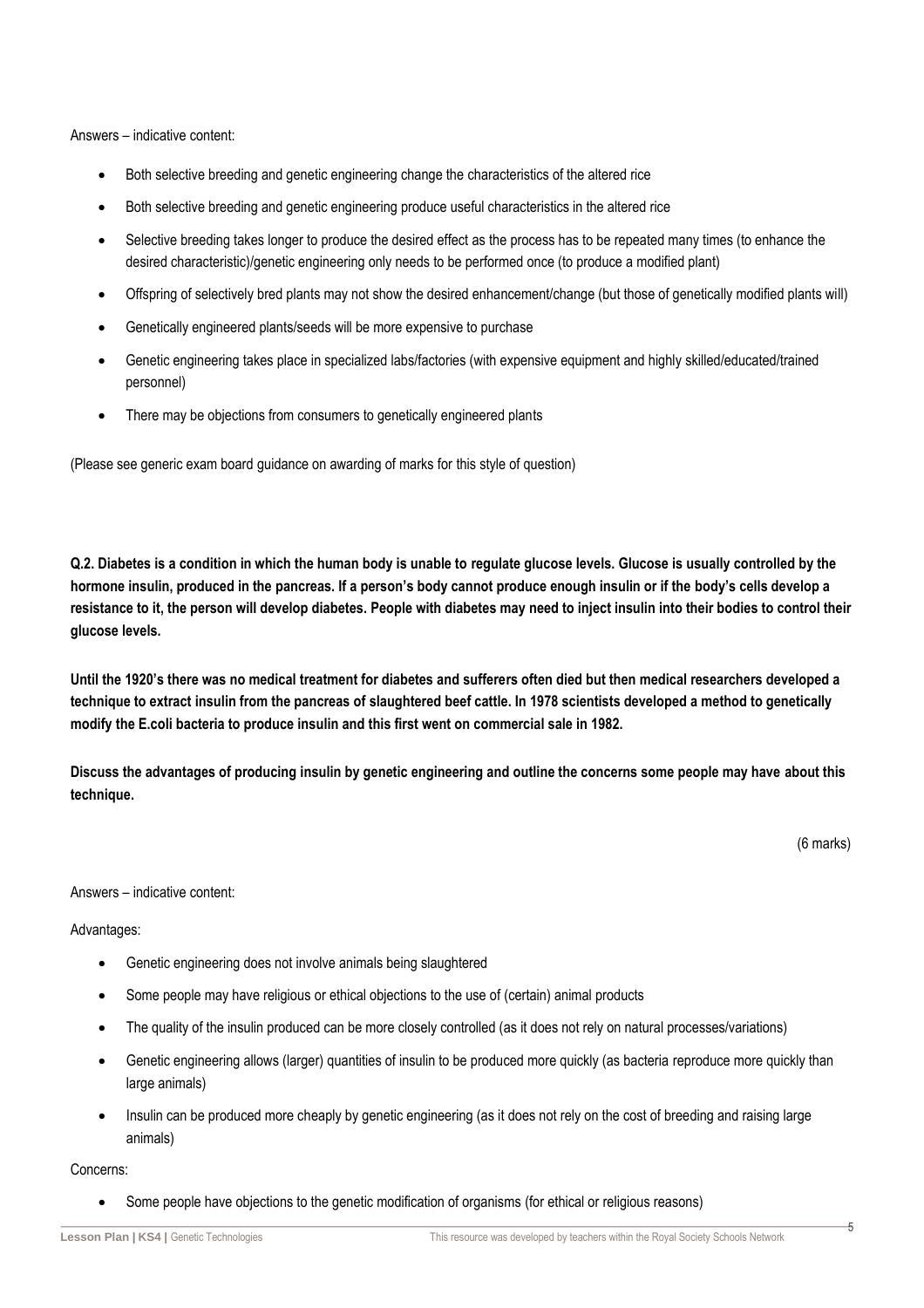Answers – indicative content:

- Both selective breeding and genetic engineering change the characteristics of the altered rice
- Both selective breeding and genetic engineering produce useful characteristics in the altered rice
- Selective breeding takes longer to produce the desired effect as the process has to be repeated many times (to enhance the desired characteristic)/genetic engineering only needs to be performed once (to produce a modified plant)
- Offspring of selectively bred plants may not show the desired enhancement/change (but those of genetically modified plants will)
- Genetically engineered plants/seeds will be more expensive to purchase
- Genetic engineering takes place in specialized labs/factories (with expensive equipment and highly skilled/educated/trained personnel)
- There may be objections from consumers to genetically engineered plants

(Please see generic exam board guidance on awarding of marks for this style of question)

**Q.2. Diabetes is a condition in which the human body is unable to regulate glucose levels. Glucose is usually controlled by the hormone insulin, produced in the pancreas. If a person's body cannot produce enough insulin or if the body's cells develop a resistance to it, the person will develop diabetes. People with diabetes may need to inject insulin into their bodies to control their glucose levels.**

**Until the 1920's there was no medical treatment for diabetes and sufferers often died but then medical researchers developed a technique to extract insulin from the pancreas of slaughtered beef cattle. In 1978 scientists developed a method to genetically modify the E.coli bacteria to produce insulin and this first went on commercial sale in 1982.**

**Discuss the advantages of producing insulin by genetic engineering and outline the concerns some people may have about this technique.**

(6 marks)

Answers – indicative content:

Advantages:

- Genetic engineering does not involve animals being slaughtered
- Some people may have religious or ethical objections to the use of (certain) animal products
- The quality of the insulin produced can be more closely controlled (as it does not rely on natural processes/variations)
- Genetic engineering allows (larger) quantities of insulin to be produced more quickly (as bacteria reproduce more quickly than large animals)
- Insulin can be produced more cheaply by genetic engineering (as it does not rely on the cost of breeding and raising large animals)

Concerns:

- Some people have objections to the genetic modification of organisms (for ethical or religious reasons)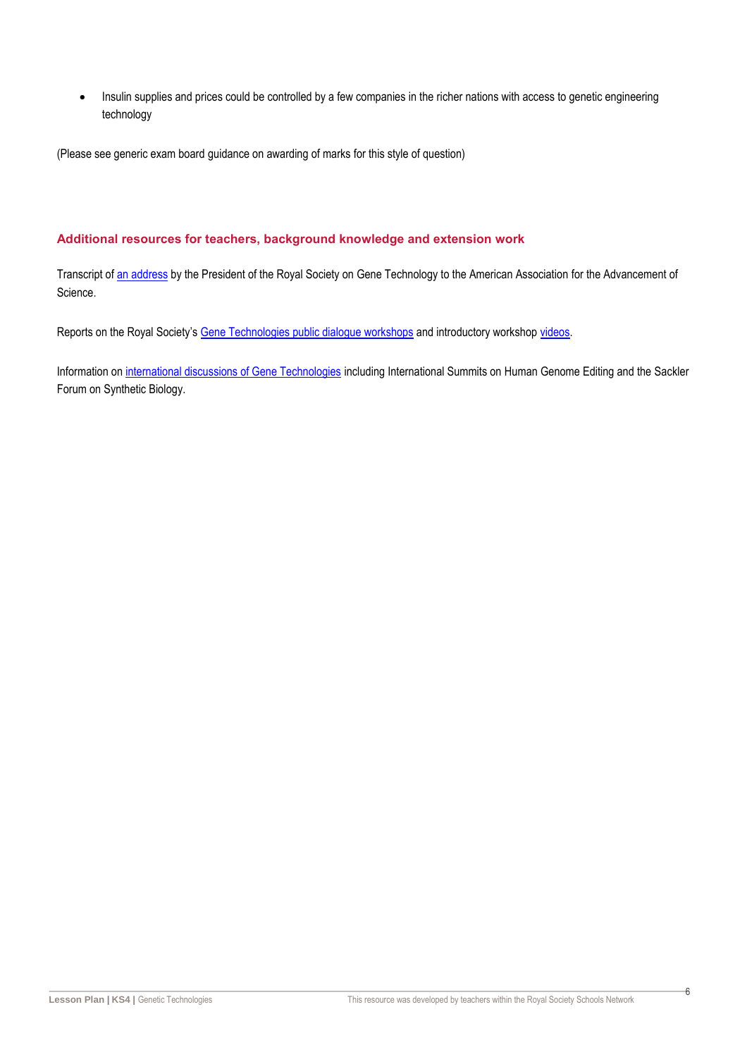- Insulin supplies and prices could be controlled by a few companies in the richer nations with access to genetic engineering technology

(Please see generic exam board guidance on awarding of marks for this style of question)

## Additional resources for teachers, background knowledge and extension work

Transcript of an address by the President of the Royal Society on Gene Technology to the American Association for the Advancement of Science.

Reports on the Royal Society's Gene Technologies public dialogue workshops and introductory workshop videos.

Information on international discussions of Gene Technologies including International Summits on Human Genome Editing and the Sackler Forum on Synthetic Biology.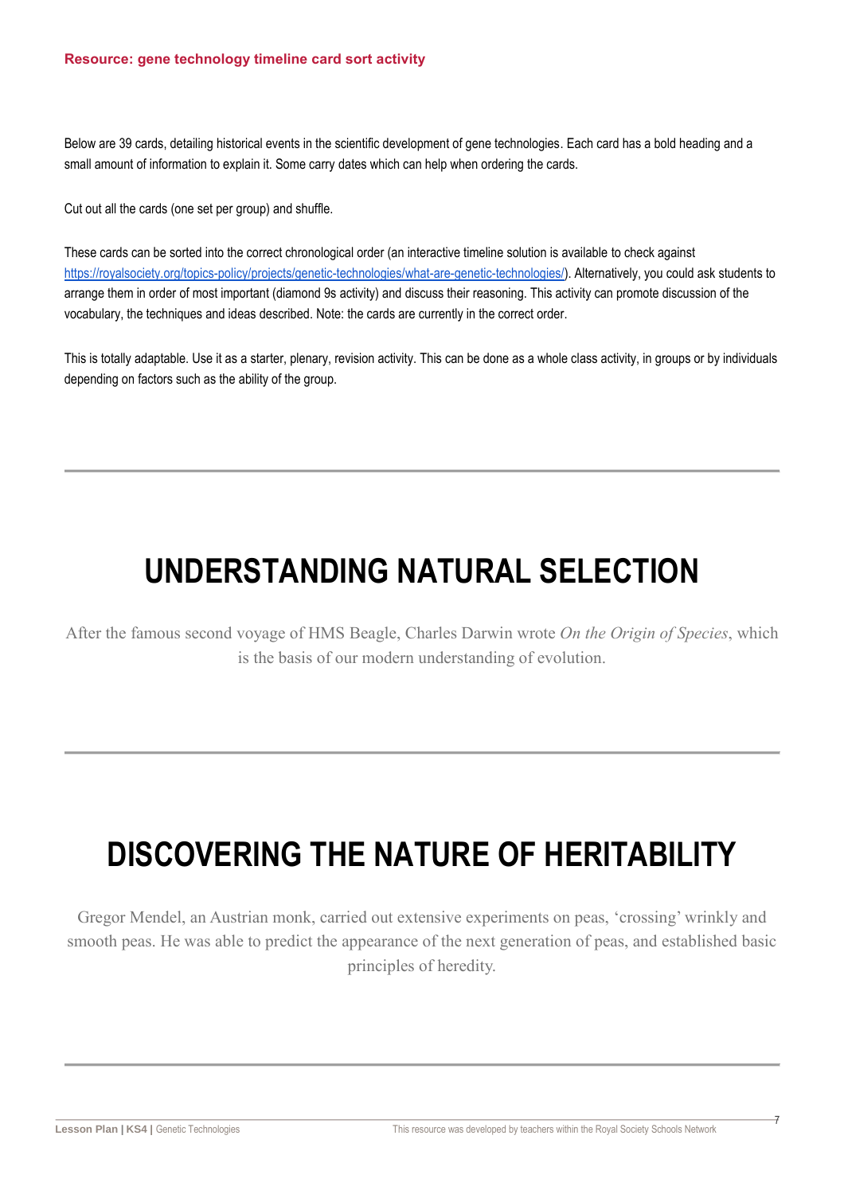**Resource: gene technology timeline card sort activity**

Below are 39 cards, detailing historical events in the scientific development of gene technologies. Each card has a bold heading and a small amount of information to explain it. Some carry dates which can help when ordering the cards.

Cut out all the cards (one set per group) and shuffle.

These cards can be sorted into the correct chronological order (an interactive timeline solution is available to check against https://royalsociety.org/topics-policy/projects/genetic-technologies/what-are-genetic-technologies/). Alternatively, you could ask students to arrange them in order of most important (diamond 9s activity) and discuss their reasoning. This activity can promote discussion of the vocabulary, the techniques and ideas described. Note: the cards are currently in the correct order.

This is totally adaptable. Use it as a starter, plenary, revision activity. This can be done as a whole class activity, in groups or by individuals depending on factors such as the ability of the group.

---

# UNDERSTANDING NATURAL SELECTION

After the famous second voyage of HMS Beagle, Charles Darwin wrote *On the Origin of Species*, which is the basis of our modern understanding of evolution.

---

# DISCOVERING THE NATURE OF HERITABILITY

Gregor Mendel, an Austrian monk, carried out extensive experiments on peas, 'crossing' wrinkly and smooth peas. He was able to predict the appearance of the next generation of peas, and established basic principles of heredity.

---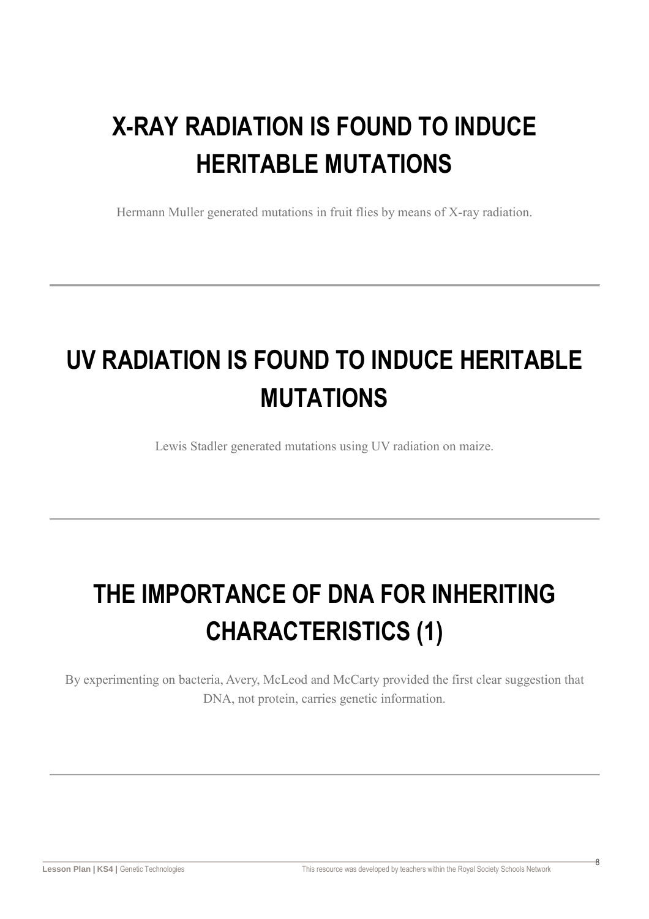# X-RAY RADIATION IS FOUND TO INDUCE HERITABLE MUTATIONS

Hermann Muller generated mutations in fruit flies by means of X-ray radiation.

---

# UV RADIATION IS FOUND TO INDUCE HERITABLE MUTATIONS

Lewis Stadler generated mutations using UV radiation on maize.

---

# THE IMPORTANCE OF DNA FOR INHERITING CHARACTERISTICS (1)

By experimenting on bacteria, Avery, McLeod and McCarty provided the first clear suggestion that DNA, not protein, carries genetic information.

---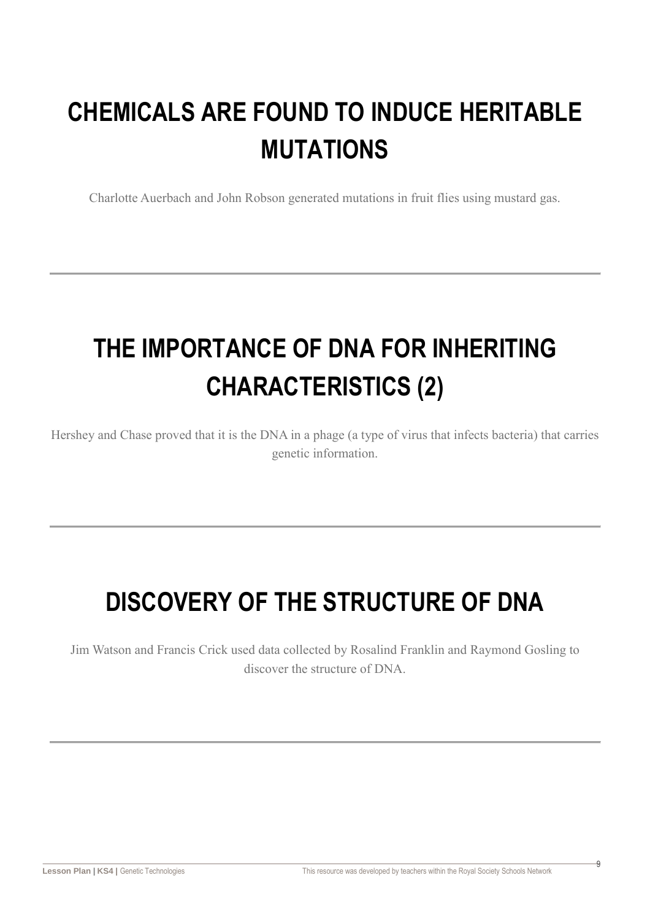# CHEMICALS ARE FOUND TO INDUCE HERITABLE MUTATIONS

Charlotte Auerbach and John Robson generated mutations in fruit flies using mustard gas.

---

# THE IMPORTANCE OF DNA FOR INHERITING CHARACTERISTICS (2)

Hershey and Chase proved that it is the DNA in a phage (a type of virus that infects bacteria) that carries genetic information.

---

# DISCOVERY OF THE STRUCTURE OF DNA

Jim Watson and Francis Crick used data collected by Rosalind Franklin and Raymond Gosling to discover the structure of DNA.

---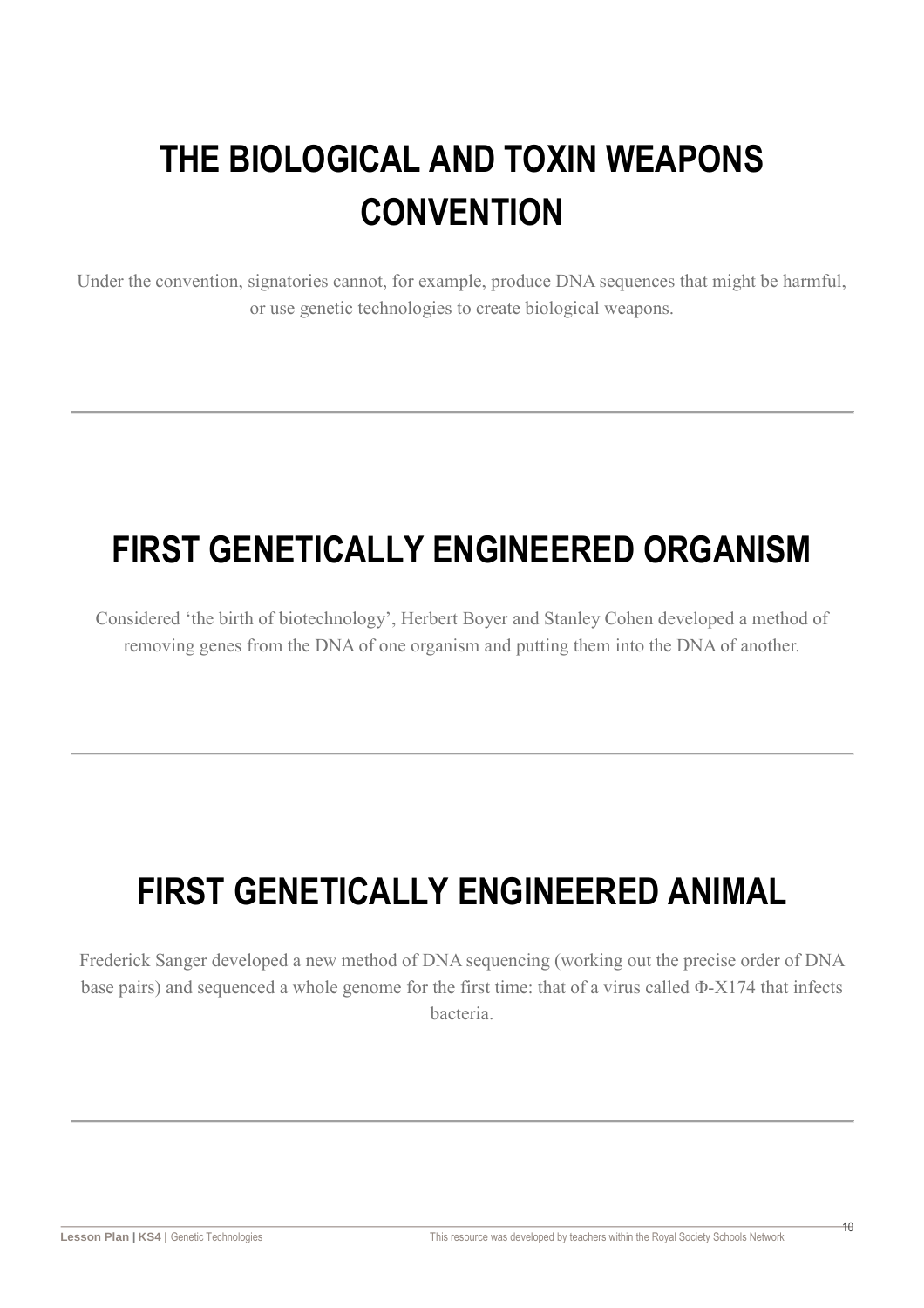# THE BIOLOGICAL AND TOXIN WEAPONS CONVENTION

Under the convention, signatories cannot, for example, produce DNA sequences that might be harmful, or use genetic technologies to create biological weapons.

---

# FIRST GENETICALLY ENGINEERED ORGANISM

Considered 'the birth of biotechnology', Herbert Boyer and Stanley Cohen developed a method of removing genes from the DNA of one organism and putting them into the DNA of another.

---

# FIRST GENETICALLY ENGINEERED ANIMAL

Frederick Sanger developed a new method of DNA sequencing (working out the precise order of DNA base pairs) and sequenced a whole genome for the first time: that of a virus called Φ-X174 that infects bacteria.

---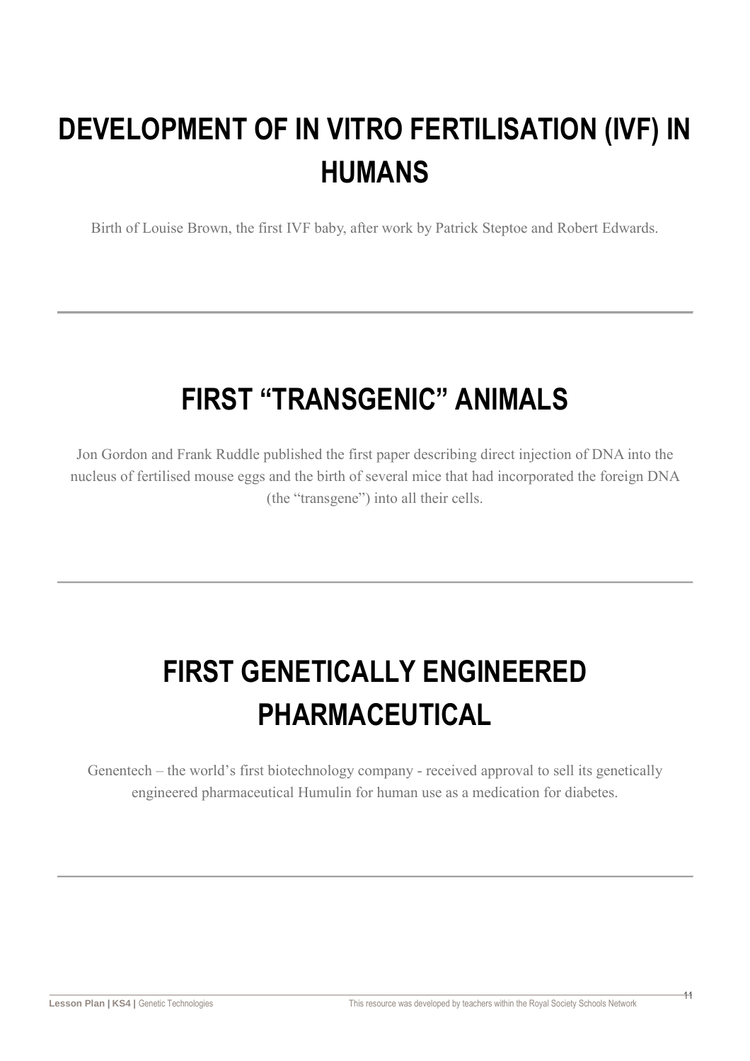# DEVELOPMENT OF IN VITRO FERTILISATION (IVF) IN HUMANS

Birth of Louise Brown, the first IVF baby, after work by Patrick Steptoe and Robert Edwards.

---

# FIRST "TRANSGENIC" ANIMALS

Jon Gordon and Frank Ruddle published the first paper describing direct injection of DNA into the nucleus of fertilised mouse eggs and the birth of several mice that had incorporated the foreign DNA (the "transgene") into all their cells.

---

# FIRST GENETICALLY ENGINEERED PHARMACEUTICAL

Genentech – the world's first biotechnology company - received approval to sell its genetically engineered pharmaceutical Humulin for human use as a medication for diabetes.

---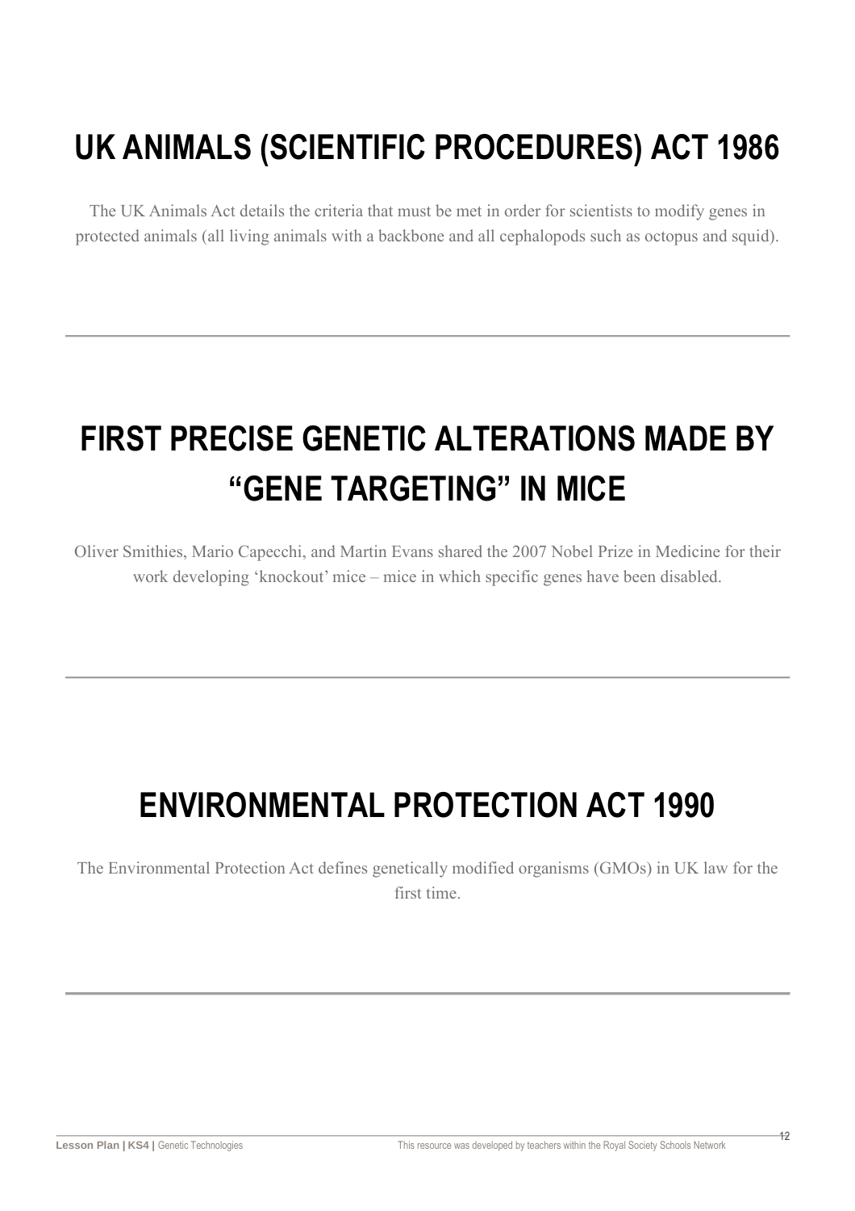# UK ANIMALS (SCIENTIFIC PROCEDURES) ACT 1986

The UK Animals Act details the criteria that must be met in order for scientists to modify genes in protected animals (all living animals with a backbone and all cephalopods such as octopus and squid).

---

# FIRST PRECISE GENETIC ALTERATIONS MADE BY "GENE TARGETING" IN MICE

Oliver Smithies, Mario Capecchi, and Martin Evans shared the 2007 Nobel Prize in Medicine for their work developing 'knockout' mice – mice in which specific genes have been disabled.

---

# ENVIRONMENTAL PROTECTION ACT 1990

The Environmental Protection Act defines genetically modified organisms (GMOs) in UK law for the first time.

---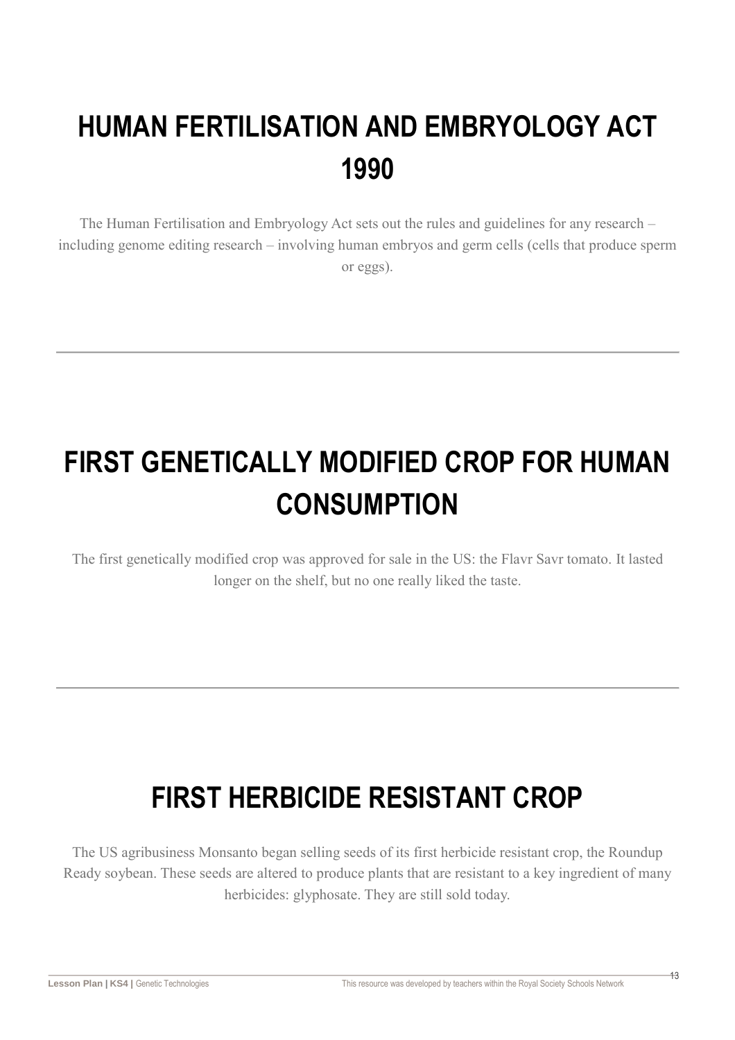# HUMAN FERTILISATION AND EMBRYOLOGY ACT 1990

The Human Fertilisation and Embryology Act sets out the rules and guidelines for any research – including genome editing research – involving human embryos and germ cells (cells that produce sperm or eggs).

---

# FIRST GENETICALLY MODIFIED CROP FOR HUMAN CONSUMPTION

The first genetically modified crop was approved for sale in the US: the Flavr Savr tomato. It lasted longer on the shelf, but no one really liked the taste.

---

# FIRST HERBICIDE RESISTANT CROP

The US agribusiness Monsanto began selling seeds of its first herbicide resistant crop, the Roundup Ready soybean. These seeds are altered to produce plants that are resistant to a key ingredient of many herbicides: glyphosate. They are still sold today.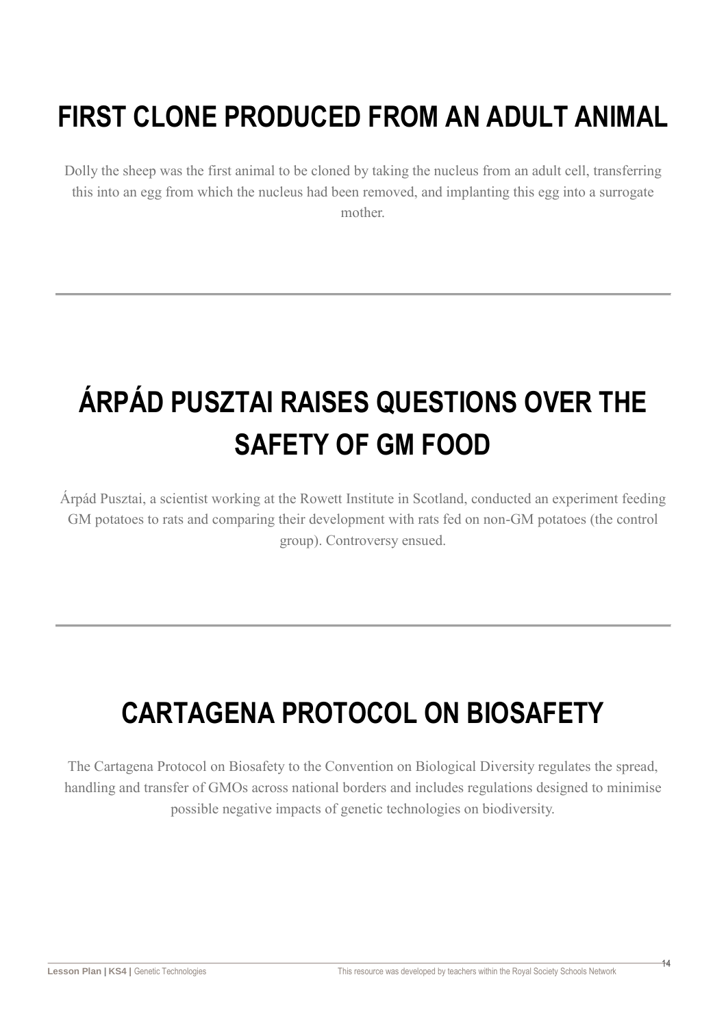# FIRST CLONE PRODUCED FROM AN ADULT ANIMAL

Dolly the sheep was the first animal to be cloned by taking the nucleus from an adult cell, transferring this into an egg from which the nucleus had been removed, and implanting this egg into a surrogate mother.

---

# ÁRPÁD PUSZTAI RAISES QUESTIONS OVER THE SAFETY OF GM FOOD

Árpád Pusztai, a scientist working at the Rowett Institute in Scotland, conducted an experiment feeding GM potatoes to rats and comparing their development with rats fed on non-GM potatoes (the control group). Controversy ensued.

---

# CARTAGENA PROTOCOL ON BIOSAFETY

The Cartagena Protocol on Biosafety to the Convention on Biological Diversity regulates the spread, handling and transfer of GMOs across national borders and includes regulations designed to minimise possible negative impacts of genetic technologies on biodiversity.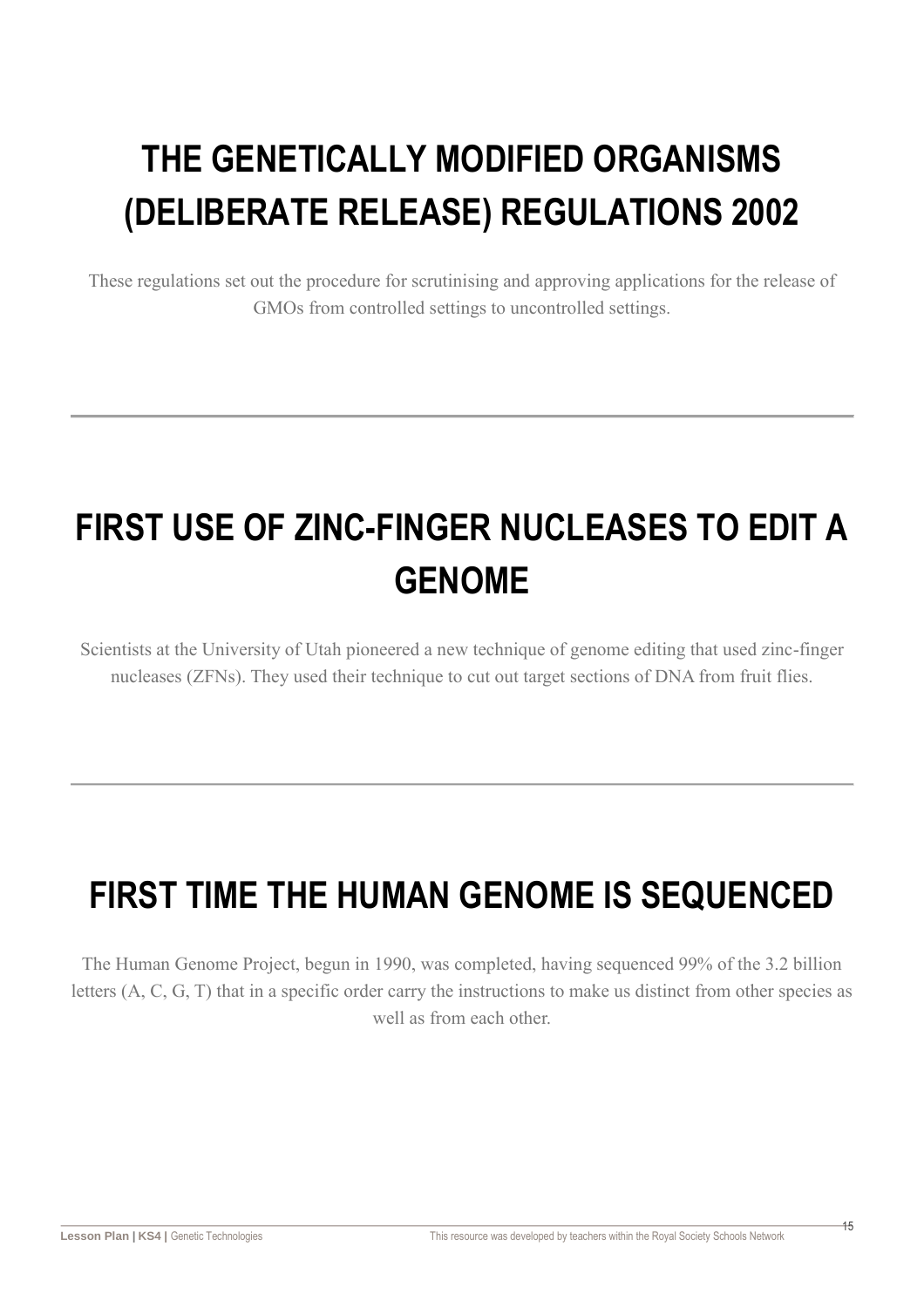# THE GENETICALLY MODIFIED ORGANISMS (DELIBERATE RELEASE) REGULATIONS 2002

These regulations set out the procedure for scrutinising and approving applications for the release of GMOs from controlled settings to uncontrolled settings.

---

# FIRST USE OF ZINC-FINGER NUCLEASES TO EDIT A GENOME

Scientists at the University of Utah pioneered a new technique of genome editing that used zinc-finger nucleases (ZFNs). They used their technique to cut out target sections of DNA from fruit flies.

---

# FIRST TIME THE HUMAN GENOME IS SEQUENCED

The Human Genome Project, begun in 1990, was completed, having sequenced 99% of the 3.2 billion letters (A, C, G, T) that in a specific order carry the instructions to make us distinct from other species as well as from each other.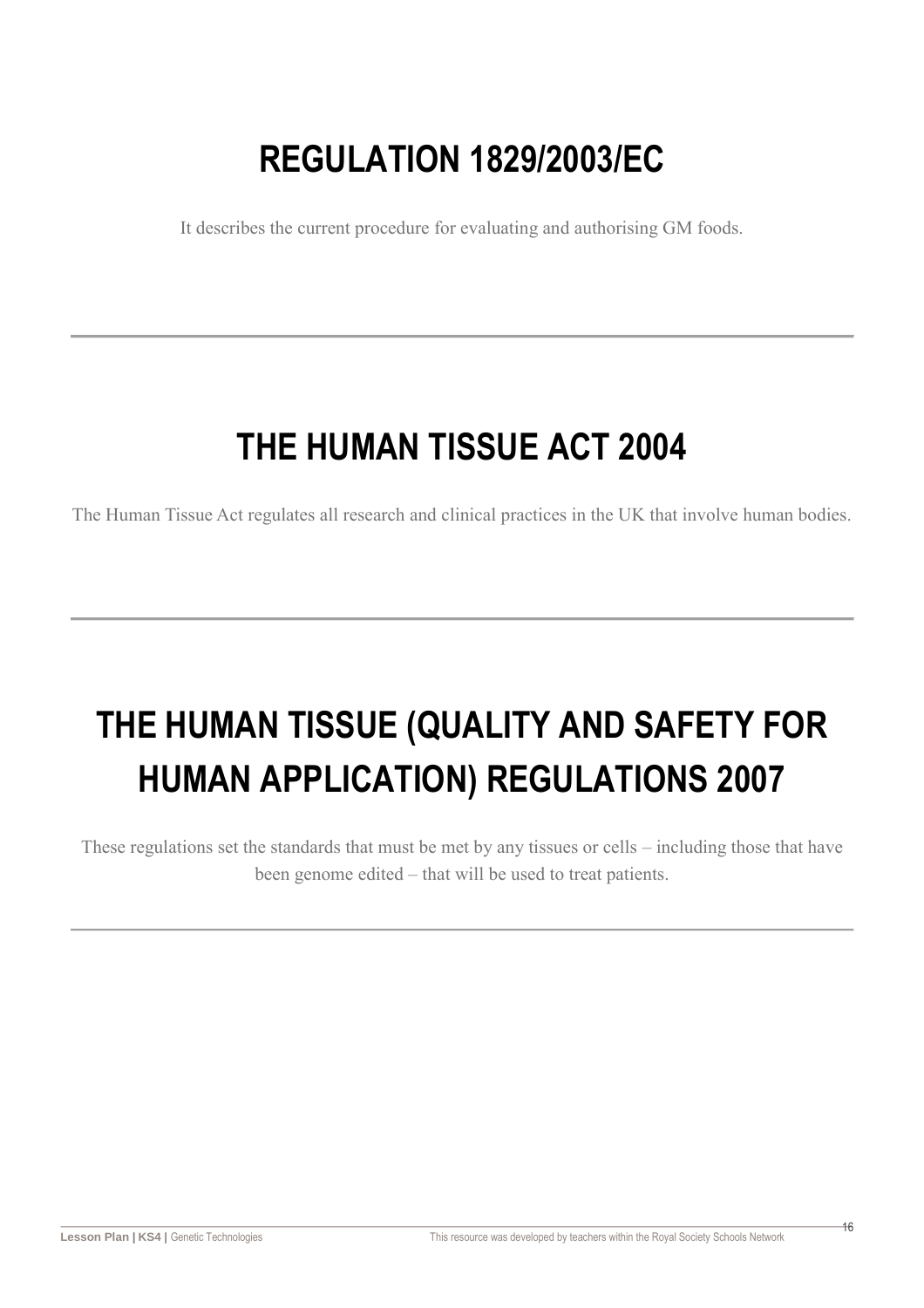# REGULATION 1829/2003/EC

It describes the current procedure for evaluating and authorising GM foods.

---

# THE HUMAN TISSUE ACT 2004

The Human Tissue Act regulates all research and clinical practices in the UK that involve human bodies.

---

# THE HUMAN TISSUE (QUALITY AND SAFETY FOR HUMAN APPLICATION) REGULATIONS 2007

These regulations set the standards that must be met by any tissues or cells – including those that have been genome edited – that will be used to treat patients.

---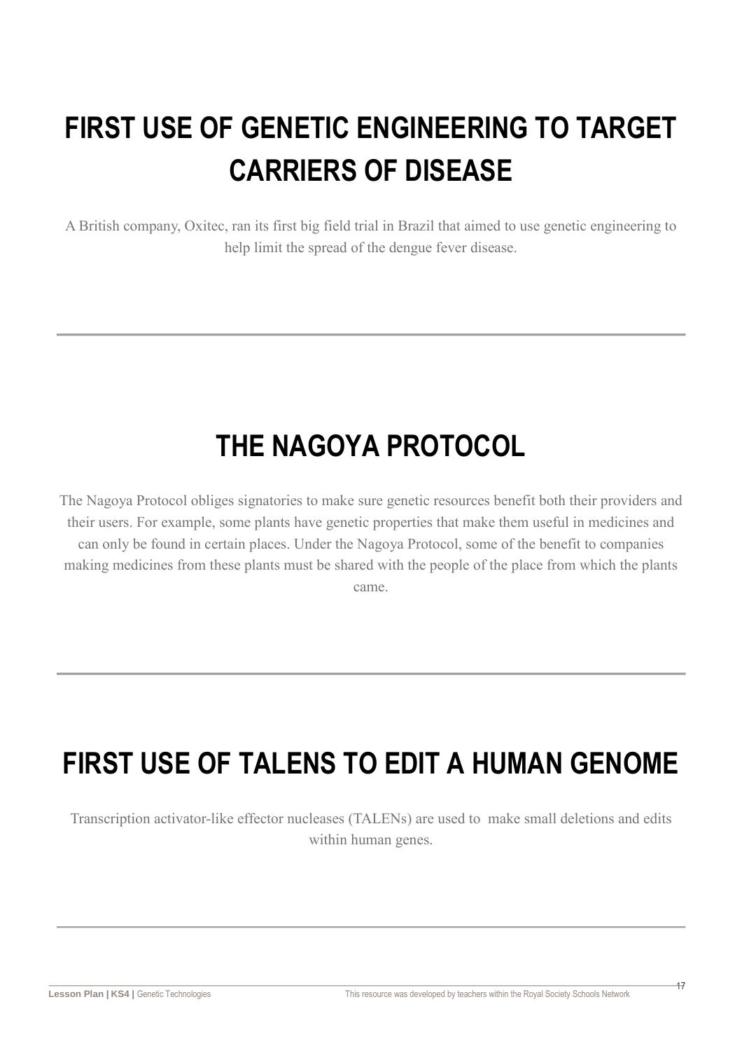# FIRST USE OF GENETIC ENGINEERING TO TARGET CARRIERS OF DISEASE

A British company, Oxitec, ran its first big field trial in Brazil that aimed to use genetic engineering to help limit the spread of the dengue fever disease.

---

# THE NAGOYA PROTOCOL

The Nagoya Protocol obliges signatories to make sure genetic resources benefit both their providers and their users. For example, some plants have genetic properties that make them useful in medicines and can only be found in certain places. Under the Nagoya Protocol, some of the benefit to companies making medicines from these plants must be shared with the people of the place from which the plants came.

---

# FIRST USE OF TALENS TO EDIT A HUMAN GENOME

Transcription activator-like effector nucleases (TALENs) are used to make small deletions and edits within human genes.

---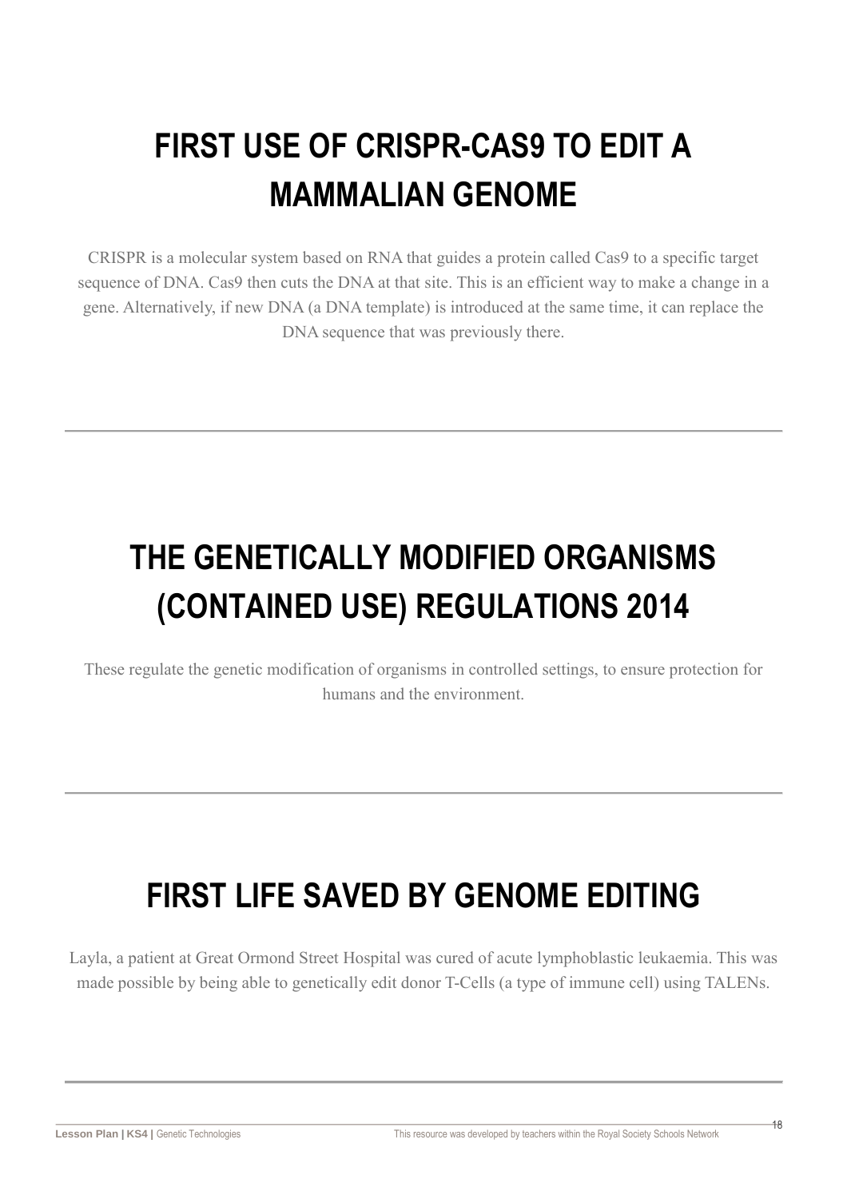# FIRST USE OF CRISPR-CAS9 TO EDIT A MAMMALIAN GENOME

CRISPR is a molecular system based on RNA that guides a protein called Cas9 to a specific target sequence of DNA. Cas9 then cuts the DNA at that site. This is an efficient way to make a change in a gene. Alternatively, if new DNA (a DNA template) is introduced at the same time, it can replace the DNA sequence that was previously there.

---

# THE GENETICALLY MODIFIED ORGANISMS (CONTAINED USE) REGULATIONS 2014

These regulate the genetic modification of organisms in controlled settings, to ensure protection for humans and the environment.

---

# FIRST LIFE SAVED BY GENOME EDITING

Layla, a patient at Great Ormond Street Hospital was cured of acute lymphoblastic leukaemia. This was made possible by being able to genetically edit donor T-Cells (a type of immune cell) using TALENs.

---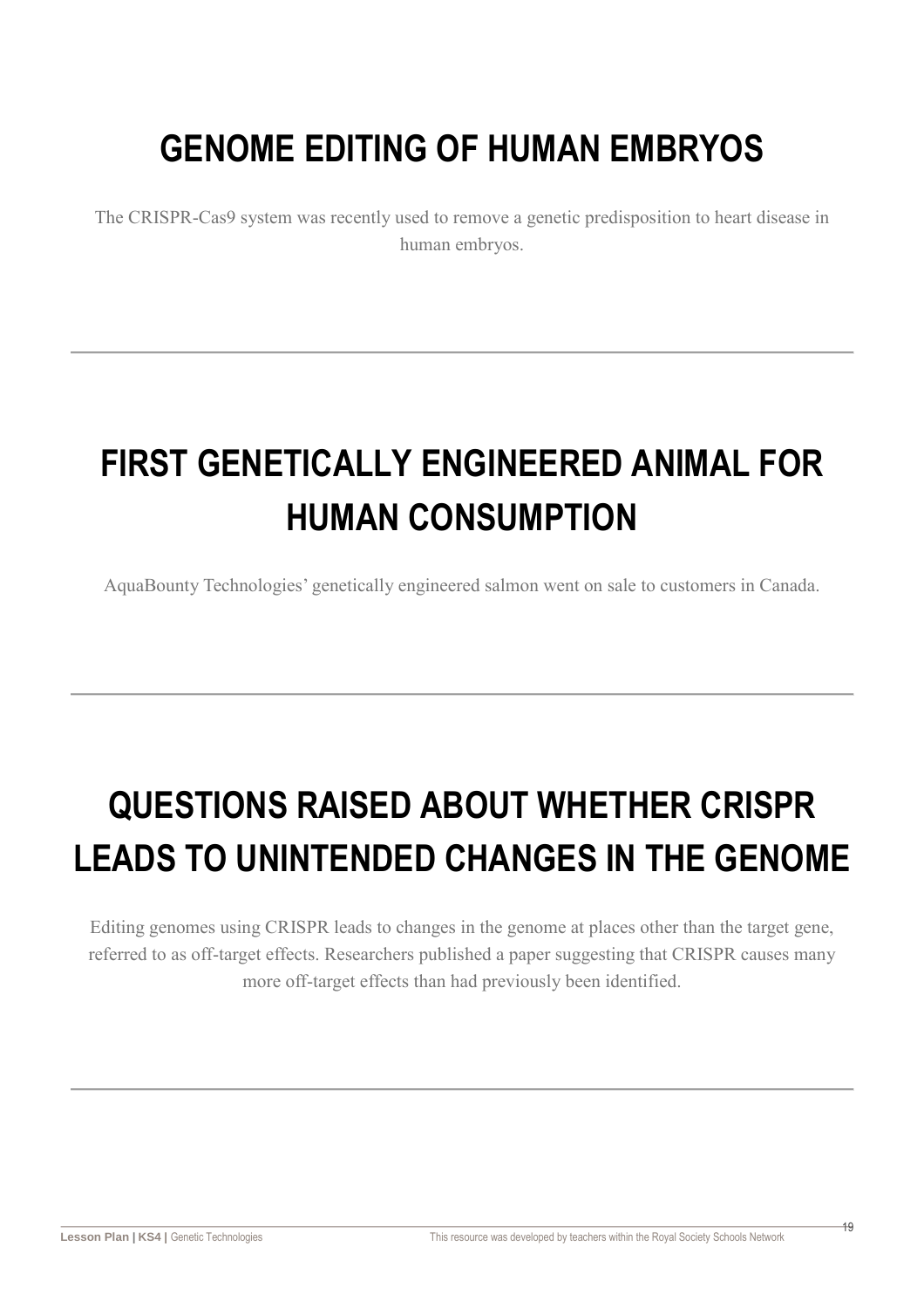# GENOME EDITING OF HUMAN EMBRYOS

The CRISPR-Cas9 system was recently used to remove a genetic predisposition to heart disease in human embryos.

---

# FIRST GENETICALLY ENGINEERED ANIMAL FOR HUMAN CONSUMPTION

AquaBounty Technologies' genetically engineered salmon went on sale to customers in Canada.

---

# QUESTIONS RAISED ABOUT WHETHER CRISPR LEADS TO UNINTENDED CHANGES IN THE GENOME

Editing genomes using CRISPR leads to changes in the genome at places other than the target gene, referred to as off-target effects. Researchers published a paper suggesting that CRISPR causes many more off-target effects than had previously been identified.

---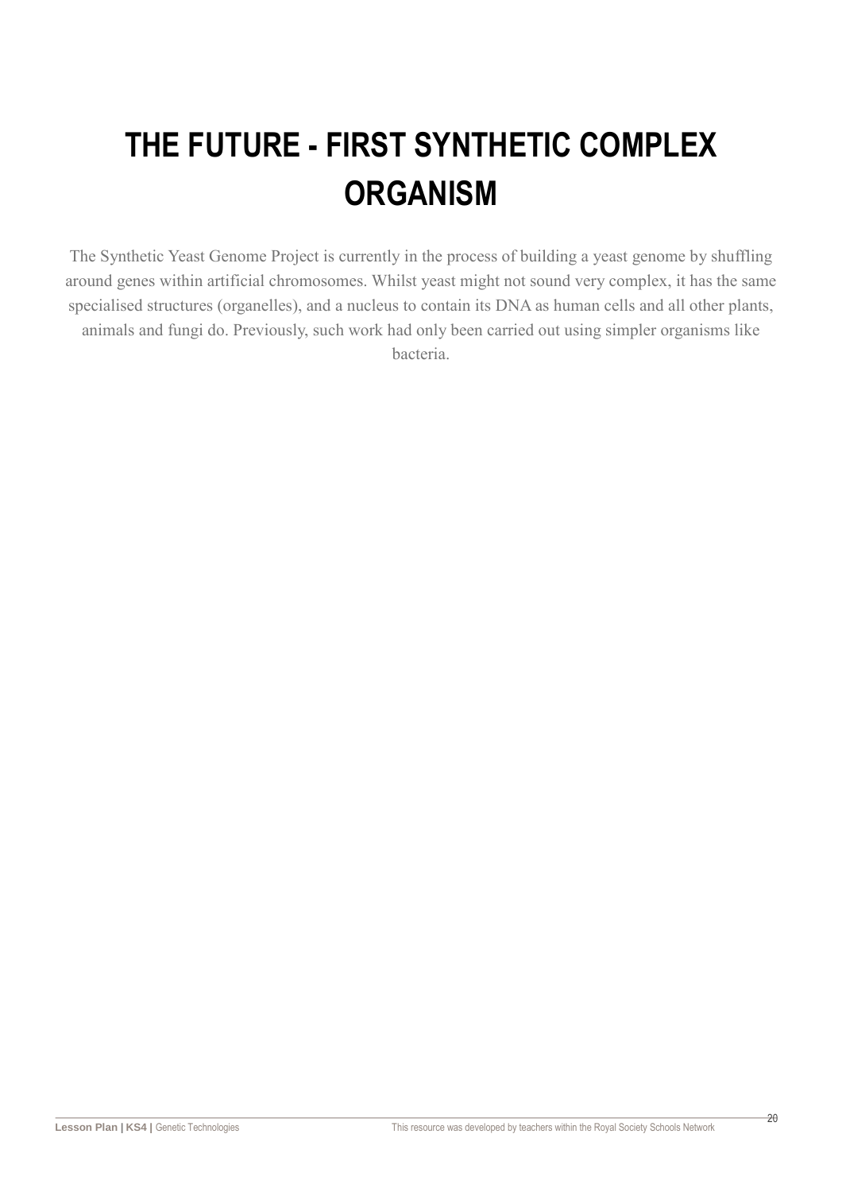# THE FUTURE - FIRST SYNTHETIC COMPLEX ORGANISM

The Synthetic Yeast Genome Project is currently in the process of building a yeast genome by shuffling around genes within artificial chromosomes. Whilst yeast might not sound very complex, it has the same specialised structures (organelles), and a nucleus to contain its DNA as human cells and all other plants, animals and fungi do. Previously, such work had only been carried out using simpler organisms like bacteria.